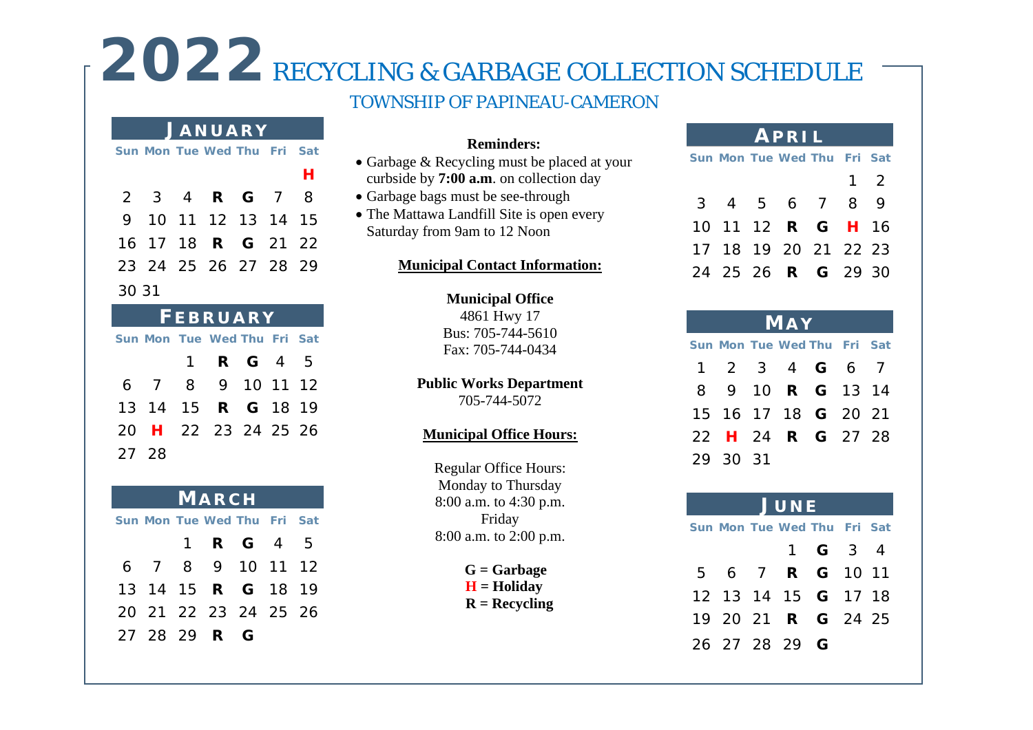# 2022 RECYCLING & GARBAGE COLLECTION SCHEDULE

## TOWNSHIP OF PAPINEAU-CAMERON

### JANUARY

| Sun | Mon | Tue | Wed | Thu | Fri | Sat |
|---|---|---|---|---|---|---|
| | | | | | | H |
| 2 | 3 | 4 | R | G | 7 | 8 |
| 9 | 10 | 11 | 12 | 13 | 14 | 15 |
| 16 | 17 | 18 | R | G | 21 | 22 |
| 23 | 24 | 25 | 26 | 27 | 28 | 29 |
| 30 | 31 | | | | | |

### FEBRUARY

| Sun | Mon | Tue | Wed | Thu | Fri | Sat |
|---|---|---|---|---|---|---|
| | | 1 | R | G | 4 | 5 |
| 6 | 7 | 8 | 9 | 10 | 11 | 12 |
| 13 | 14 | 15 | R | G | 18 | 19 |
| 20 | H | 22 | 23 | 24 | 25 | 26 |
| 27 | 28 | | | | | |

### MARCH

| Sun | Mon | Tue | Wed | Thu | Fri | Sat |
|---|---|---|---|---|---|---|
| | | 1 | R | G | 4 | 5 |
| 6 | 7 | 8 | 9 | 10 | 11 | 12 |
| 13 | 14 | 15 | R | G | 18 | 19 |
| 20 | 21 | 22 | 23 | 24 | 25 | 26 |
| 27 | 28 | 29 | R | G | | |

**Reminders:**

- Garbage & Recycling must be placed at your curbside by **7:00 a.m**. on collection day
- Garbage bags must be see-through
- The Mattawa Landfill Site is open every Saturday from 9am to 12 Noon

**Municipal Contact Information:**

**Municipal Office**
4861 Hwy 17
Bus: 705-744-5610
Fax: 705-744-0434

**Public Works Department**
705-744-5072

**Municipal Office Hours:**

Regular Office Hours:
Monday to Thursday
8:00 a.m. to 4:30 p.m.
Friday
8:00 a.m. to 2:00 p.m.

**G = Garbage**
**H = Holiday**
**R = Recycling**

### APRIL

| Sun | Mon | Tue | Wed | Thu | Fri | Sat |
|---|---|---|---|---|---|---|
| | | | | | 1 | 2 |
| 3 | 4 | 5 | 6 | 7 | 8 | 9 |
| 10 | 11 | 12 | R | G | H | 16 |
| 17 | 18 | 19 | 20 | 21 | 22 | 23 |
| 24 | 25 | 26 | R | G | 29 | 30 |

### MAY

| Sun | Mon | Tue | Wed | Thu | Fri | Sat |
|---|---|---|---|---|---|---|
| 1 | 2 | 3 | 4 | G | 6 | 7 |
| 8 | 9 | 10 | R | G | 13 | 14 |
| 15 | 16 | 17 | 18 | G | 20 | 21 |
| 22 | H | 24 | R | G | 27 | 28 |
| 29 | 30 | 31 | | | | |

### JUNE

| Sun | Mon | Tue | Wed | Thu | Fri | Sat |
|---|---|---|---|---|---|---|
| | | | 1 | G | 3 | 4 |
| 5 | 6 | 7 | R | G | 10 | 11 |
| 12 | 13 | 14 | 15 | G | 17 | 18 |
| 19 | 20 | 21 | R | G | 24 | 25 |
| 26 | 27 | 28 | 29 | G | | |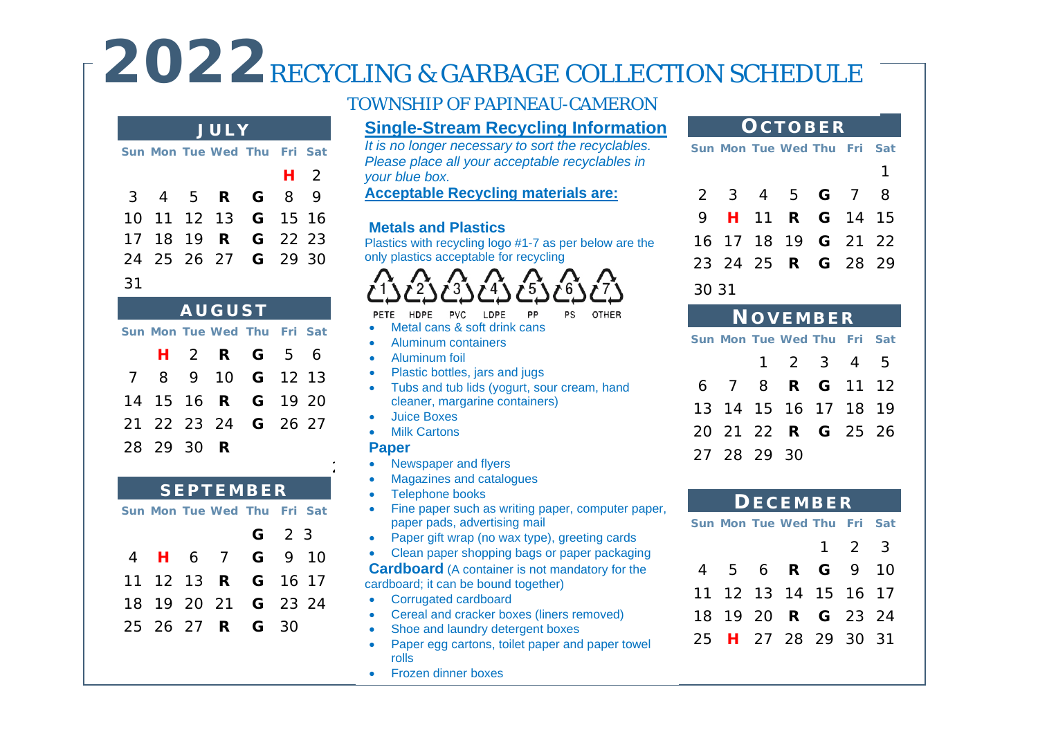# 2022 RECYCLING & GARBAGE COLLECTION SCHEDULE

TOWNSHIP OF PAPINEAU-CAMERON

## JULY

| Sun | Mon | Tue | Wed | Thu | Fri | Sat |
| --- | --- | --- | --- | --- | --- | --- |
| | | | | | H | 2 |
| 3 | 4 | 5 | R | G | 8 | 9 |
| 10 | 11 | 12 | 13 | G | 15 | 16 |
| 17 | 18 | 19 | R | G | 22 | 23 |
| 24 | 25 | 26 | 27 | G | 29 | 30 |
| 31 | | | | | | |

## AUGUST

| Sun | Mon | Tue | Wed | Thu | Fri | Sat |
| --- | --- | --- | --- | --- | --- | --- |
| | H | 2 | R | G | 5 | 6 |
| 7 | 8 | 9 | 10 | G | 12 | 13 |
| 14 | 15 | 16 | R | G | 19 | 20 |
| 21 | 22 | 23 | 24 | G | 26 | 27 |
| 28 | 29 | 30 | R | | | |

## SEPTEMBER

| Sun | Mon | Tue | Wed | Thu | Fri | Sat |
| --- | --- | --- | --- | --- | --- | --- |
| | | | | G | 2 | 3 |
| 4 | H | 6 | 7 | G | 9 | 10 |
| 11 | 12 | 13 | R | G | 16 | 17 |
| 18 | 19 | 20 | 21 | G | 23 | 24 |
| 25 | 26 | 27 | R | G | 30 | |

## Single-Stream Recycling Information

*It is no longer necessary to sort the recyclables. Please place all your acceptable recyclables in your blue box.*

**Acceptable Recycling materials are:**

### Metals and Plastics

Plastics with recycling logo #1-7 as per below are the only plastics acceptable for recycling

1 PETE, 2 HDPE, 3 PVC, 4 LDPE, 5 PP, 6 PS, 7 OTHER

- Metal cans & soft drink cans
- Aluminum containers
- Aluminum foil
- Plastic bottles, jars and jugs
- Tubs and tub lids (yogurt, sour cream, hand cleaner, margarine containers)
- Juice Boxes
- Milk Cartons

### Paper

- Newspaper and flyers
- Magazines and catalogues
- Telephone books
- Fine paper such as writing paper, computer paper, paper pads, advertising mail
- Paper gift wrap (no wax type), greeting cards
- Clean paper shopping bags or paper packaging

### Cardboard

(A container is not mandatory for the cardboard; it can be bound together)

- Corrugated cardboard
- Cereal and cracker boxes (liners removed)
- Shoe and laundry detergent boxes
- Paper egg cartons, toilet paper and paper towel rolls
- Frozen dinner boxes

## OCTOBER

| Sun | Mon | Tue | Wed | Thu | Fri | Sat |
| --- | --- | --- | --- | --- | --- | --- |
| | | | | | | 1 |
| 2 | 3 | 4 | 5 | G | 7 | 8 |
| 9 | H | 11 | R | G | 14 | 15 |
| 16 | 17 | 18 | 19 | G | 21 | 22 |
| 23 | 24 | 25 | R | G | 28 | 29 |
| 30 | 31 | | | | | |

## NOVEMBER

| Sun | Mon | Tue | Wed | Thu | Fri | Sat |
| --- | --- | --- | --- | --- | --- | --- |
| | | 1 | 2 | 3 | 4 | 5 |
| 6 | 7 | 8 | R | G | 11 | 12 |
| 13 | 14 | 15 | 16 | 17 | 18 | 19 |
| 20 | 21 | 22 | R | G | 25 | 26 |
| 27 | 28 | 29 | 30 | | | |

## DECEMBER

| Sun | Mon | Tue | Wed | Thu | Fri | Sat |
| --- | --- | --- | --- | --- | --- | --- |
| | | | | 1 | 2 | 3 |
| 4 | 5 | 6 | R | G | 9 | 10 |
| 11 | 12 | 13 | 14 | 15 | 16 | 17 |
| 18 | 19 | 20 | R | G | 23 | 24 |
| 25 | H | 27 | 28 | 29 | 30 | 31 |